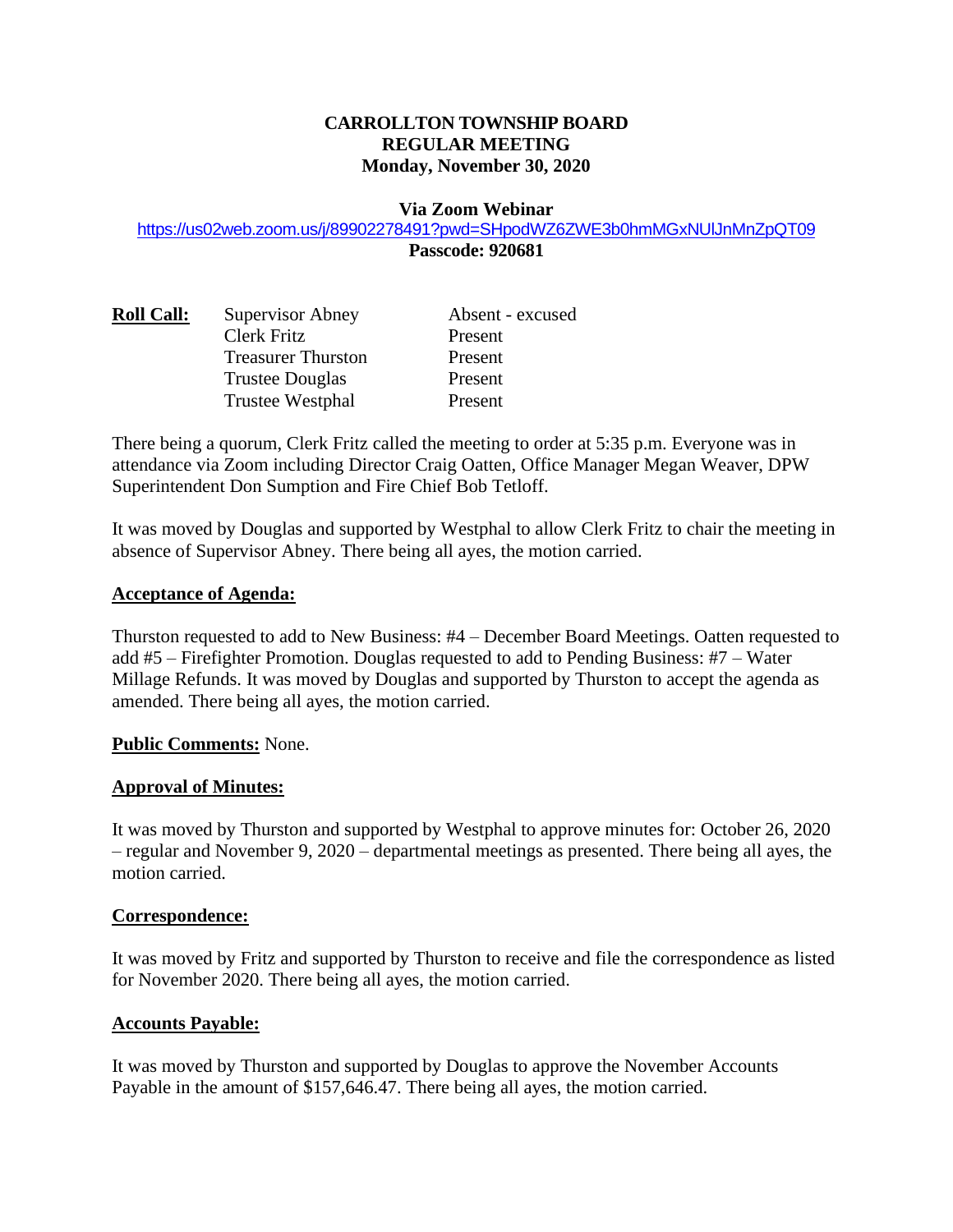# CARROLLTON TOWNSHIP BOARD
## REGULAR MEETING
### Monday, November 30, 2020

**Via Zoom Webinar**

https://us02web.zoom.us/j/89902278491?pwd=SHpodWZ6ZWE3b0hmMGxNUlJnMnZpQT09

**Passcode: 920681**

| **Roll Call:** | Supervisor Abney | Absent - excused |
|---|---|---|
| | Clerk Fritz | Present |
| | Treasurer Thurston | Present |
| | Trustee Douglas | Present |
| | Trustee Westphal | Present |

There being a quorum, Clerk Fritz called the meeting to order at 5:35 p.m. Everyone was in attendance via Zoom including Director Craig Oatten, Office Manager Megan Weaver, DPW Superintendent Don Sumption and Fire Chief Bob Tetloff.

It was moved by Douglas and supported by Westphal to allow Clerk Fritz to chair the meeting in absence of Supervisor Abney. There being all ayes, the motion carried.

**Acceptance of Agenda:**

Thurston requested to add to New Business: #4 – December Board Meetings. Oatten requested to add #5 – Firefighter Promotion. Douglas requested to add to Pending Business: #7 – Water Millage Refunds. It was moved by Douglas and supported by Thurston to accept the agenda as amended. There being all ayes, the motion carried.

**Public Comments:** None.

**Approval of Minutes:**

It was moved by Thurston and supported by Westphal to approve minutes for: October 26, 2020 – regular and November 9, 2020 – departmental meetings as presented. There being all ayes, the motion carried.

**Correspondence:**

It was moved by Fritz and supported by Thurston to receive and file the correspondence as listed for November 2020. There being all ayes, the motion carried.

**Accounts Payable:**

It was moved by Thurston and supported by Douglas to approve the November Accounts Payable in the amount of $157,646.47. There being all ayes, the motion carried.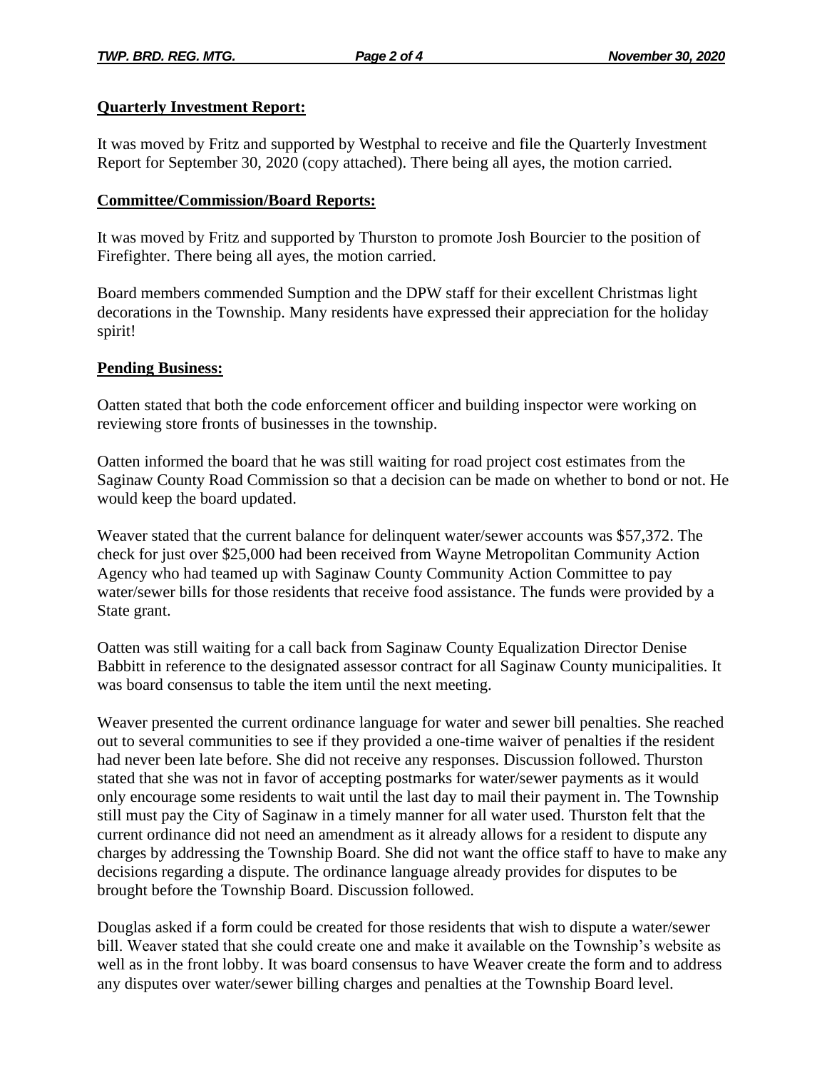**Quarterly Investment Report:**

It was moved by Fritz and supported by Westphal to receive and file the Quarterly Investment Report for September 30, 2020 (copy attached). There being all ayes, the motion carried.

**Committee/Commission/Board Reports:**

It was moved by Fritz and supported by Thurston to promote Josh Bourcier to the position of Firefighter. There being all ayes, the motion carried.

Board members commended Sumption and the DPW staff for their excellent Christmas light decorations in the Township. Many residents have expressed their appreciation for the holiday spirit!

**Pending Business:**

Oatten stated that both the code enforcement officer and building inspector were working on reviewing store fronts of businesses in the township.

Oatten informed the board that he was still waiting for road project cost estimates from the Saginaw County Road Commission so that a decision can be made on whether to bond or not. He would keep the board updated.

Weaver stated that the current balance for delinquent water/sewer accounts was $57,372. The check for just over $25,000 had been received from Wayne Metropolitan Community Action Agency who had teamed up with Saginaw County Community Action Committee to pay water/sewer bills for those residents that receive food assistance. The funds were provided by a State grant.

Oatten was still waiting for a call back from Saginaw County Equalization Director Denise Babbitt in reference to the designated assessor contract for all Saginaw County municipalities. It was board consensus to table the item until the next meeting.

Weaver presented the current ordinance language for water and sewer bill penalties. She reached out to several communities to see if they provided a one-time waiver of penalties if the resident had never been late before. She did not receive any responses. Discussion followed. Thurston stated that she was not in favor of accepting postmarks for water/sewer payments as it would only encourage some residents to wait until the last day to mail their payment in. The Township still must pay the City of Saginaw in a timely manner for all water used. Thurston felt that the current ordinance did not need an amendment as it already allows for a resident to dispute any charges by addressing the Township Board. She did not want the office staff to have to make any decisions regarding a dispute. The ordinance language already provides for disputes to be brought before the Township Board. Discussion followed.

Douglas asked if a form could be created for those residents that wish to dispute a water/sewer bill. Weaver stated that she could create one and make it available on the Township's website as well as in the front lobby. It was board consensus to have Weaver create the form and to address any disputes over water/sewer billing charges and penalties at the Township Board level.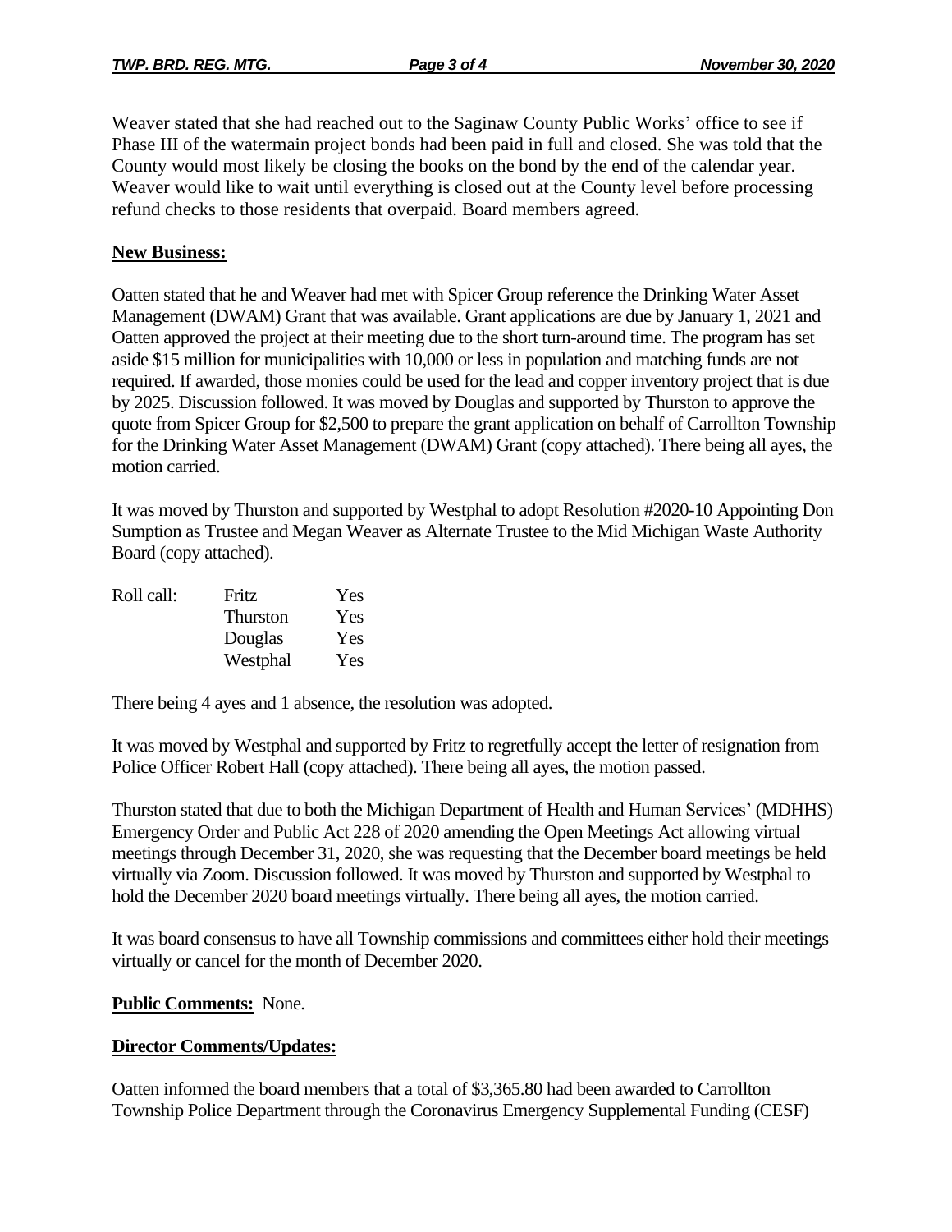Weaver stated that she had reached out to the Saginaw County Public Works' office to see if Phase III of the watermain project bonds had been paid in full and closed. She was told that the County would most likely be closing the books on the bond by the end of the calendar year. Weaver would like to wait until everything is closed out at the County level before processing refund checks to those residents that overpaid. Board members agreed.

**New Business:**

Oatten stated that he and Weaver had met with Spicer Group reference the Drinking Water Asset Management (DWAM) Grant that was available. Grant applications are due by January 1, 2021 and Oatten approved the project at their meeting due to the short turn-around time. The program has set aside $15 million for municipalities with 10,000 or less in population and matching funds are not required. If awarded, those monies could be used for the lead and copper inventory project that is due by 2025. Discussion followed. It was moved by Douglas and supported by Thurston to approve the quote from Spicer Group for $2,500 to prepare the grant application on behalf of Carrollton Township for the Drinking Water Asset Management (DWAM) Grant (copy attached). There being all ayes, the motion carried.

It was moved by Thurston and supported by Westphal to adopt Resolution #2020-10 Appointing Don Sumption as Trustee and Megan Weaver as Alternate Trustee to the Mid Michigan Waste Authority Board (copy attached).

| Roll call: | Fritz | Yes |
|---|---|---|
| | Thurston | Yes |
| | Douglas | Yes |
| | Westphal | Yes |

There being 4 ayes and 1 absence, the resolution was adopted.

It was moved by Westphal and supported by Fritz to regretfully accept the letter of resignation from Police Officer Robert Hall (copy attached). There being all ayes, the motion passed.

Thurston stated that due to both the Michigan Department of Health and Human Services' (MDHHS) Emergency Order and Public Act 228 of 2020 amending the Open Meetings Act allowing virtual meetings through December 31, 2020, she was requesting that the December board meetings be held virtually via Zoom. Discussion followed. It was moved by Thurston and supported by Westphal to hold the December 2020 board meetings virtually. There being all ayes, the motion carried.

It was board consensus to have all Township commissions and committees either hold their meetings virtually or cancel for the month of December 2020.

**Public Comments:** None.

**Director Comments/Updates:**

Oatten informed the board members that a total of $3,365.80 had been awarded to Carrollton Township Police Department through the Coronavirus Emergency Supplemental Funding (CESF)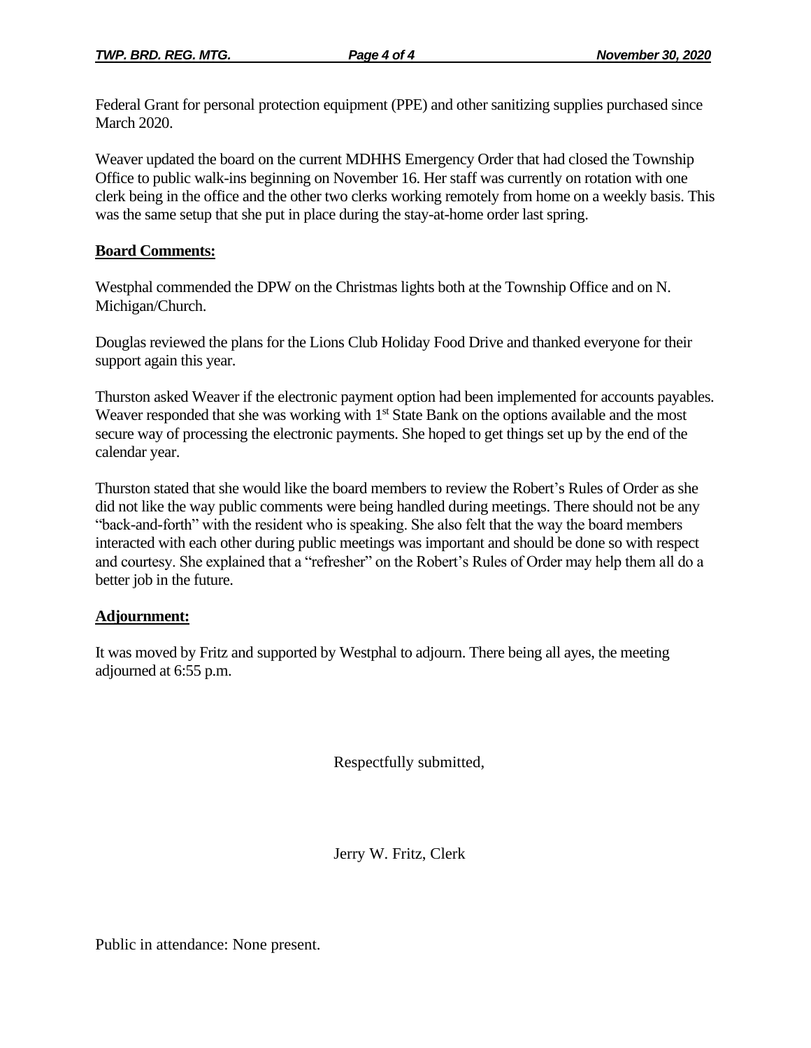Federal Grant for personal protection equipment (PPE) and other sanitizing supplies purchased since March 2020.

Weaver updated the board on the current MDHHS Emergency Order that had closed the Township Office to public walk-ins beginning on November 16. Her staff was currently on rotation with one clerk being in the office and the other two clerks working remotely from home on a weekly basis. This was the same setup that she put in place during the stay-at-home order last spring.

**Board Comments:**

Westphal commended the DPW on the Christmas lights both at the Township Office and on N. Michigan/Church.

Douglas reviewed the plans for the Lions Club Holiday Food Drive and thanked everyone for their support again this year.

Thurston asked Weaver if the electronic payment option had been implemented for accounts payables. Weaver responded that she was working with 1st State Bank on the options available and the most secure way of processing the electronic payments. She hoped to get things set up by the end of the calendar year.

Thurston stated that she would like the board members to review the Robert's Rules of Order as she did not like the way public comments were being handled during meetings. There should not be any "back-and-forth" with the resident who is speaking. She also felt that the way the board members interacted with each other during public meetings was important and should be done so with respect and courtesy. She explained that a "refresher" on the Robert's Rules of Order may help them all do a better job in the future.

**Adjournment:**

It was moved by Fritz and supported by Westphal to adjourn. There being all ayes, the meeting adjourned at 6:55 p.m.

Respectfully submitted,

Jerry W. Fritz, Clerk

Public in attendance: None present.